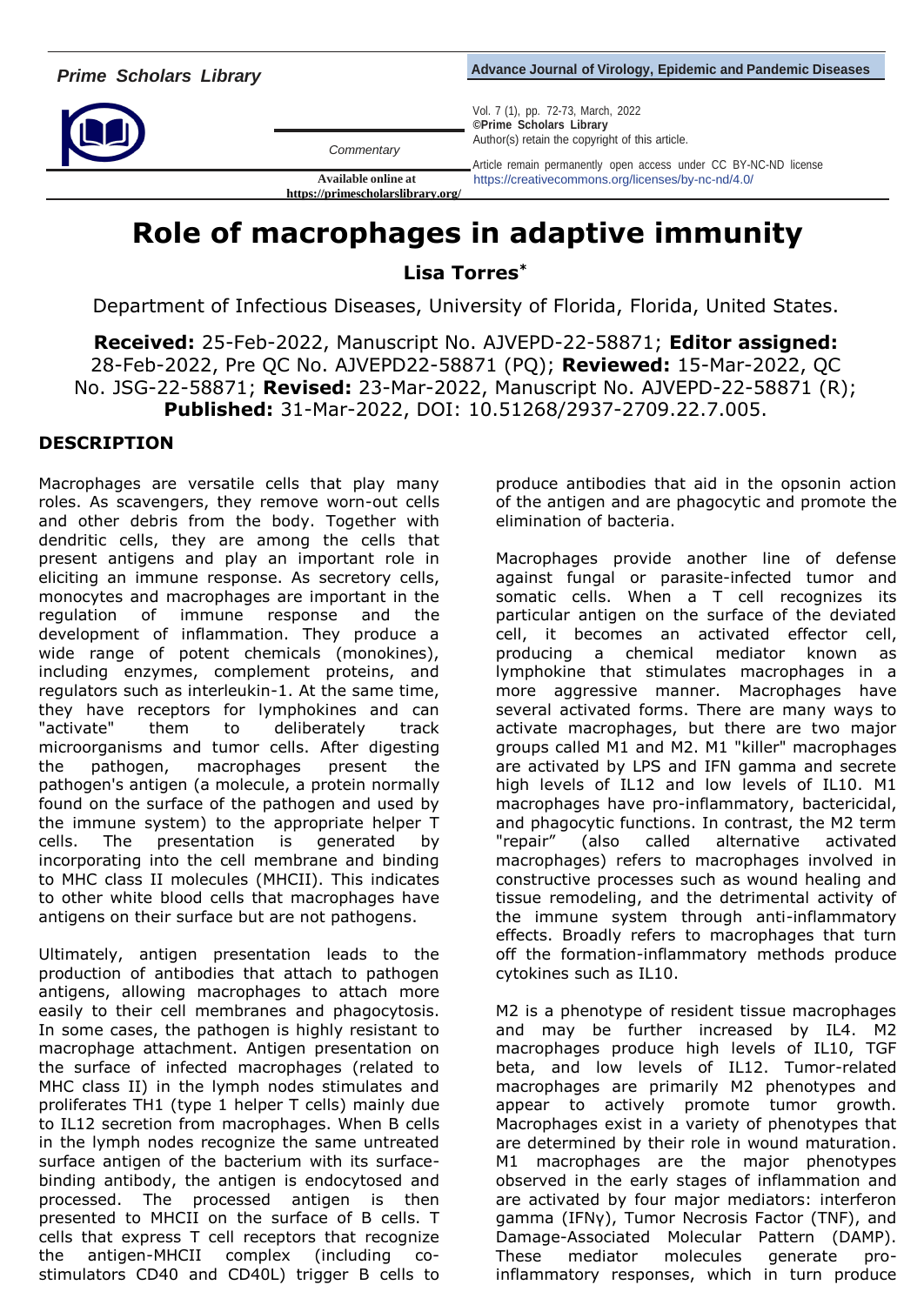# Role of macrophages in adaptive immunity

**Lisa Torres***

Department of Infectious Diseases, University of Florida, Florida, United States.

**Received:** 25-Feb-2022, Manuscript No. AJVEPD-22-58871; **Editor assigned:** 28-Feb-2022, Pre QC No. AJVEPD22-58871 (PQ); **Reviewed:** 15-Mar-2022, QC No. JSG-22-58871; **Revised:** 23-Mar-2022, Manuscript No. AJVEPD-22-58871 (R); **Published:** 31-Mar-2022, DOI: 10.51268/2937-2709.22.7.005.

## DESCRIPTION

Macrophages are versatile cells that play many roles. As scavengers, they remove worn-out cells and other debris from the body. Together with dendritic cells, they are among the cells that present antigens and play an important role in eliciting an immune response. As secretory cells, monocytes and macrophages are important in the regulation of immune response and the development of inflammation. They produce a wide range of potent chemicals (monokines), including enzymes, complement proteins, and regulators such as interleukin-1. At the same time, they have receptors for lymphokines and can "activate" them to deliberately track microorganisms and tumor cells. After digesting the pathogen, macrophages present the pathogen's antigen (a molecule, a protein normally found on the surface of the pathogen and used by the immune system) to the appropriate helper T cells. The presentation is generated by incorporating into the cell membrane and binding to MHC class II molecules (MHCII). This indicates to other white blood cells that macrophages have antigens on their surface but are not pathogens.

Ultimately, antigen presentation leads to the production of antibodies that attach to pathogen antigens, allowing macrophages to attach more easily to their cell membranes and phagocytosis. In some cases, the pathogen is highly resistant to macrophage attachment. Antigen presentation on the surface of infected macrophages (related to MHC class II) in the lymph nodes stimulates and proliferates TH1 (type 1 helper T cells) mainly due to IL12 secretion from macrophages. When B cells in the lymph nodes recognize the same untreated surface antigen of the bacterium with its surface-binding antibody, the antigen is endocytosed and processed. The processed antigen is then presented to MHCII on the surface of B cells. T cells that express T cell receptors that recognize the antigen-MHCII complex (including co-stimulators CD40 and CD40L) trigger B cells to produce antibodies that aid in the opsonin action of the antigen and are phagocytic and promote the elimination of bacteria.

Macrophages provide another line of defense against fungal or parasite-infected tumor and somatic cells. When a T cell recognizes its particular antigen on the surface of the deviated cell, it becomes an activated effector cell, producing a chemical mediator known as lymphokine that stimulates macrophages in a more aggressive manner. Macrophages have several activated forms. There are many ways to activate macrophages, but there are two major groups called M1 and M2. M1 "killer" macrophages are activated by LPS and IFN gamma and secrete high levels of IL12 and low levels of IL10. M1 macrophages have pro-inflammatory, bactericidal, and phagocytic functions. In contrast, the M2 term "repair" (also called alternative activated macrophages) refers to macrophages involved in constructive processes such as wound healing and tissue remodeling, and the detrimental activity of the immune system through anti-inflammatory effects. Broadly refers to macrophages that turn off the formation-inflammatory methods produce cytokines such as IL10.

M2 is a phenotype of resident tissue macrophages and may be further increased by IL4. M2 macrophages produce high levels of IL10, TGF beta, and low levels of IL12. Tumor-related macrophages are primarily M2 phenotypes and appear to actively promote tumor growth. Macrophages exist in a variety of phenotypes that are determined by their role in wound maturation. M1 macrophages are the major phenotypes observed in the early stages of inflammation and are activated by four major mediators: interferon gamma (IFNγ), Tumor Necrosis Factor (TNF), and Damage-Associated Molecular Pattern (DAMP). These mediator molecules generate pro-inflammatory responses, which in turn produce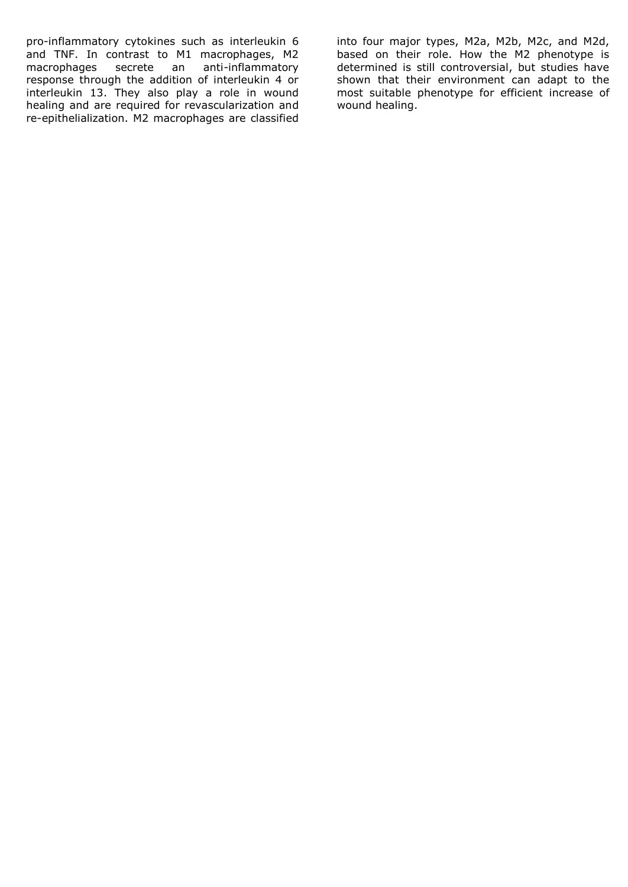pro-inflammatory cytokines such as interleukin 6 and TNF. In contrast to M1 macrophages, M2 macrophages secrete an anti-inflammatory response through the addition of interleukin 4 or interleukin 13. They also play a role in wound healing and are required for revascularization and re-epithelialization. M2 macrophages are classified into four major types, M2a, M2b, M2c, and M2d, based on their role. How the M2 phenotype is determined is still controversial, but studies have shown that their environment can adapt to the most suitable phenotype for efficient increase of wound healing.